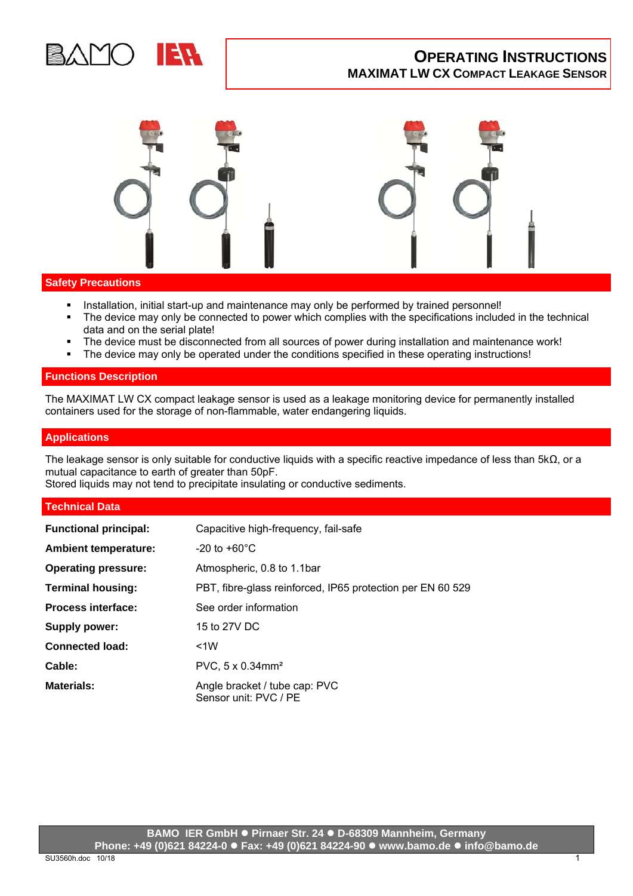# OPERATING INSTRUCTIONS
## MAXIMAT LW CX COMPACT LEAKAGE SENSOR

## Safety Precautions

- Installation, initial start-up and maintenance may only be performed by trained personnel!
- The device may only be connected to power which complies with the specifications included in the technical data and on the serial plate!
- The device must be disconnected from all sources of power during installation and maintenance work!
- The device may only be operated under the conditions specified in these operating instructions!

## Functions Description

The MAXIMAT LW CX compact leakage sensor is used as a leakage monitoring device for permanently installed containers used for the storage of non-flammable, water endangering liquids.

## Applications

The leakage sensor is only suitable for conductive liquids with a specific reactive impedance of less than 5kΩ, or a mutual capacitance to earth of greater than 50pF.
Stored liquids may not tend to precipitate insulating or conductive sediments.

## Technical Data

| | |
|---|---|
| **Functional principal:** | Capacitive high-frequency, fail-safe |
| **Ambient temperature:** | -20 to +60°C |
| **Operating pressure:** | Atmospheric, 0.8 to 1.1bar |
| **Terminal housing:** | PBT, fibre-glass reinforced, IP65 protection per EN 60 529 |
| **Process interface:** | See order information |
| **Supply power:** | 15 to 27V DC |
| **Connected load:** | <1W |
| **Cable:** | PVC, 5 x 0.34mm² |
| **Materials:** | Angle bracket / tube cap: PVC<br>Sensor unit: PVC / PE |

BAMO IER GmbH ● Pirnaer Str. 24 ● D-68309 Mannheim, Germany
Phone: +49 (0)621 84224-0 ● Fax: +49 (0)621 84224-90 ● www.bamo.de ● info@bamo.de

SU3560h.doc 10/18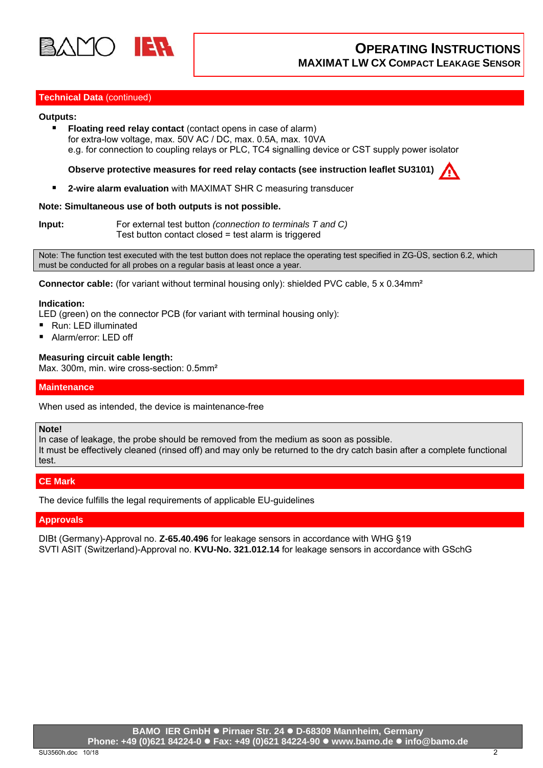## Technical Data (continued)

**Outputs:**

- **Floating reed relay contact** (contact opens in case of alarm)
  for extra-low voltage, max. 50V AC / DC, max. 0.5A, max. 10VA
  e.g. for connection to coupling relays or PLC, TC4 signalling device or CST supply power isolator

  **Observe protective measures for reed relay contacts (see instruction leaflet SU3101)**

- **2-wire alarm evaluation** with MAXIMAT SHR C measuring transducer

**Note: Simultaneous use of both outputs is not possible.**

**Input:** For external test button *(connection to terminals T and C)*
Test button contact closed = test alarm is triggered

> Note: The function test executed with the test button does not replace the operating test specified in ZG-ÜS, section 6.2, which must be conducted for all probes on a regular basis at least once a year.

**Connector cable:** (for variant without terminal housing only): shielded PVC cable, 5 x 0.34mm²

**Indication:**
LED (green) on the connector PCB (for variant with terminal housing only):

- Run: LED illuminated
- Alarm/error: LED off

**Measuring circuit cable length:**
Max. 300m, min. wire cross-section: 0.5mm²

## Maintenance

When used as intended, the device is maintenance-free

> **Note!**
> In case of leakage, the probe should be removed from the medium as soon as possible.
> It must be effectively cleaned (rinsed off) and may only be returned to the dry catch basin after a complete functional test.

## CE Mark

The device fulfills the legal requirements of applicable EU-guidelines

## Approvals

DIBt (Germany)-Approval no. **Z-65.40.496** for leakage sensors in accordance with WHG §19
SVTI ASIT (Switzerland)-Approval no. **KVU-No. 321.012.14** for leakage sensors in accordance with GSchG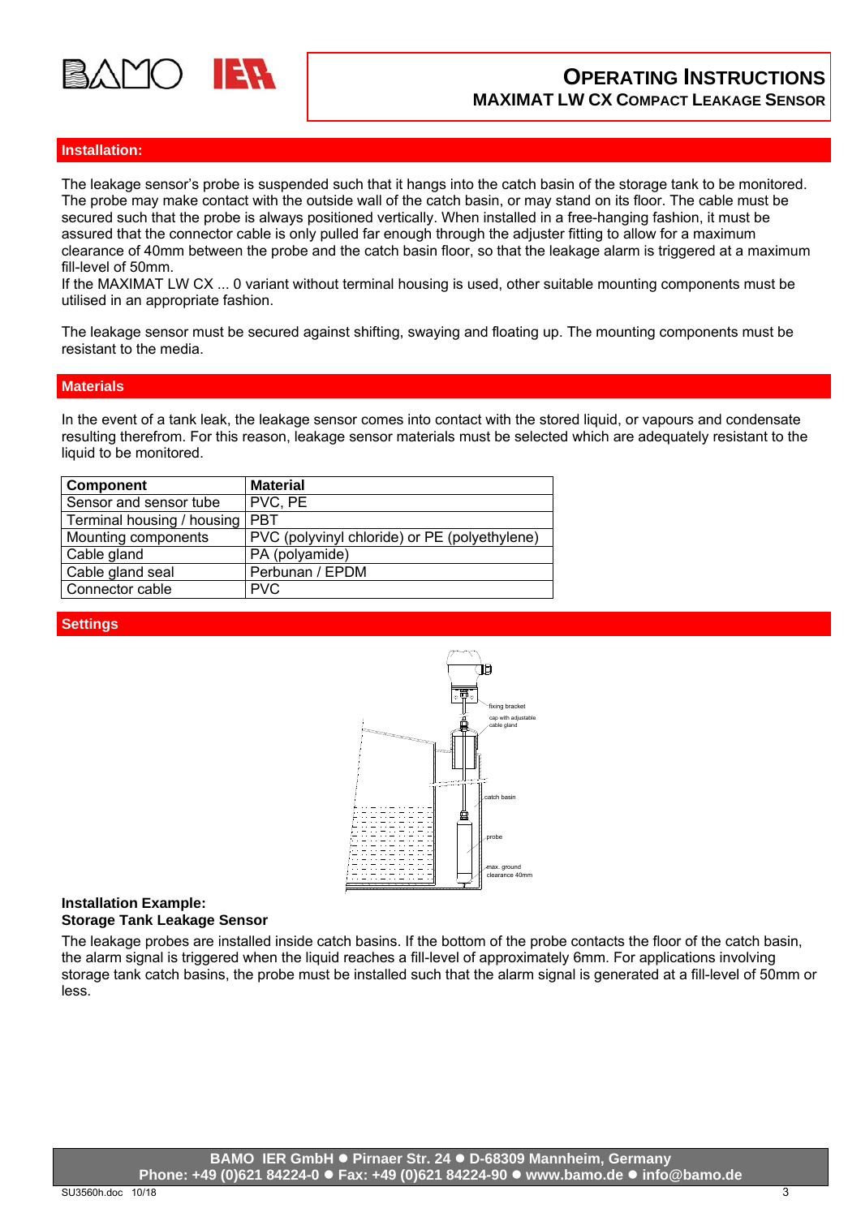## Installation:

The leakage sensor's probe is suspended such that it hangs into the catch basin of the storage tank to be monitored. The probe may make contact with the outside wall of the catch basin, or may stand on its floor. The cable must be secured such that the probe is always positioned vertically. When installed in a free-hanging fashion, it must be assured that the connector cable is only pulled far enough through the adjuster fitting to allow for a maximum clearance of 40mm between the probe and the catch basin floor, so that the leakage alarm is triggered at a maximum fill-level of 50mm.
If the MAXIMAT LW CX ... 0 variant without terminal housing is used, other suitable mounting components must be utilised in an appropriate fashion.

The leakage sensor must be secured against shifting, swaying and floating up. The mounting components must be resistant to the media.

## Materials

In the event of a tank leak, the leakage sensor comes into contact with the stored liquid, or vapours and condensate resulting therefrom. For this reason, leakage sensor materials must be selected which are adequately resistant to the liquid to be monitored.

| Component | Material |
|---|---|
| Sensor and sensor tube | PVC, PE |
| Terminal housing / housing | PBT |
| Mounting components | PVC (polyvinyl chloride) or PE (polyethylene) |
| Cable gland | PA (polyamide) |
| Cable gland seal | Perbunan / EPDM |
| Connector cable | PVC |

## Settings

fixing bracket

cap with adjustable cable gland

catch basin

probe

max. ground clearance 40mm

**Installation Example:**
**Storage Tank Leakage Sensor**

The leakage probes are installed inside catch basins. If the bottom of the probe contacts the floor of the catch basin, the alarm signal is triggered when the liquid reaches a fill-level of approximately 6mm. For applications involving storage tank catch basins, the probe must be installed such that the alarm signal is generated at a fill-level of 50mm or less.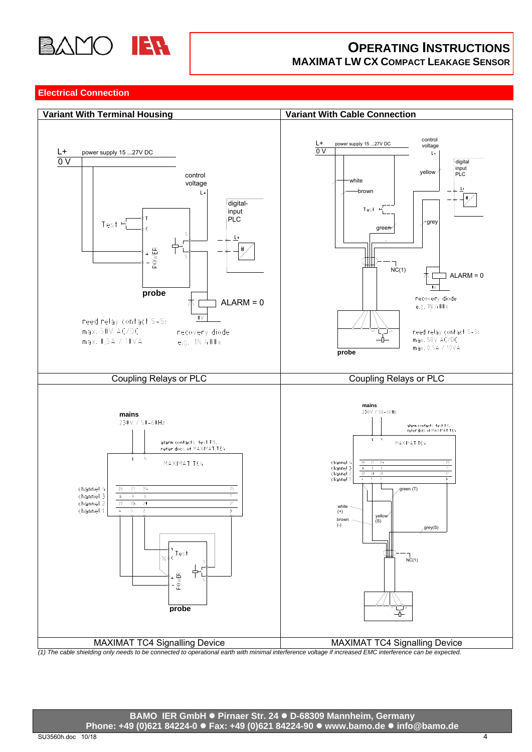## Electrical Connection

| Variant With Terminal Housing | Variant With Cable Connection |
|---|---|
| L+ power supply 15 ...27V DC<br>0 V<br>control voltage L+<br>digital-input PLC<br>Test<br>T<br>C<br>S<br>POWER<br>probe<br>ALARM = 0<br>reed relay contact S-S:<br>max. 50V AC/DC<br>max. 0,5A / 10VA<br>recovery diode<br>e.g. 1N 400x | L+ power supply 15 ...27V DC<br>0 V<br>control voltage L+<br>digital input PLC<br>yellow<br>white<br>brown<br>Test<br>grey<br>green<br>NC(1)<br>ALARM = 0<br>recovery diode<br>e.g. 1N 400x<br>reed relay contact S-S:<br>max. 50V AC/DC<br>max. 0,5A / 10VA<br>probe |
| Coupling Relays or PLC | Coupling Relays or PLC |
| mains<br>230V / 50-60Hz<br>alarm contacts, test PB,<br>refer docs of MAXIMAT TC4<br>MAXIMAT TC4<br>channel 4 26 27 24 25<br>channel 3 8 9 6 7<br>channel 2 22 23 20 21<br>channel 1 4 5 2 3<br>Test<br>POWER<br>probe | mains<br>230V / 50-60Hz<br>alarm contacts, test PB,<br>refer docs of MAXIMAT TC4<br>MAXIMAT TC4<br>channel 4 26 27 24 25<br>channel 3 8 9 6 7<br>channel 2 22 23 20 21<br>channel 1 4 5 2 3<br>green (T)<br>white (+)<br>brown (-)<br>yellow (S)<br>grey(S)<br>NC(1) |
| MAXIMAT TC4 Signalling Device | MAXIMAT TC4 Signalling Device |

*(1) The cable shielding only needs to be connected to operational earth with minimal interference voltage if increased EMC interference can be expected.*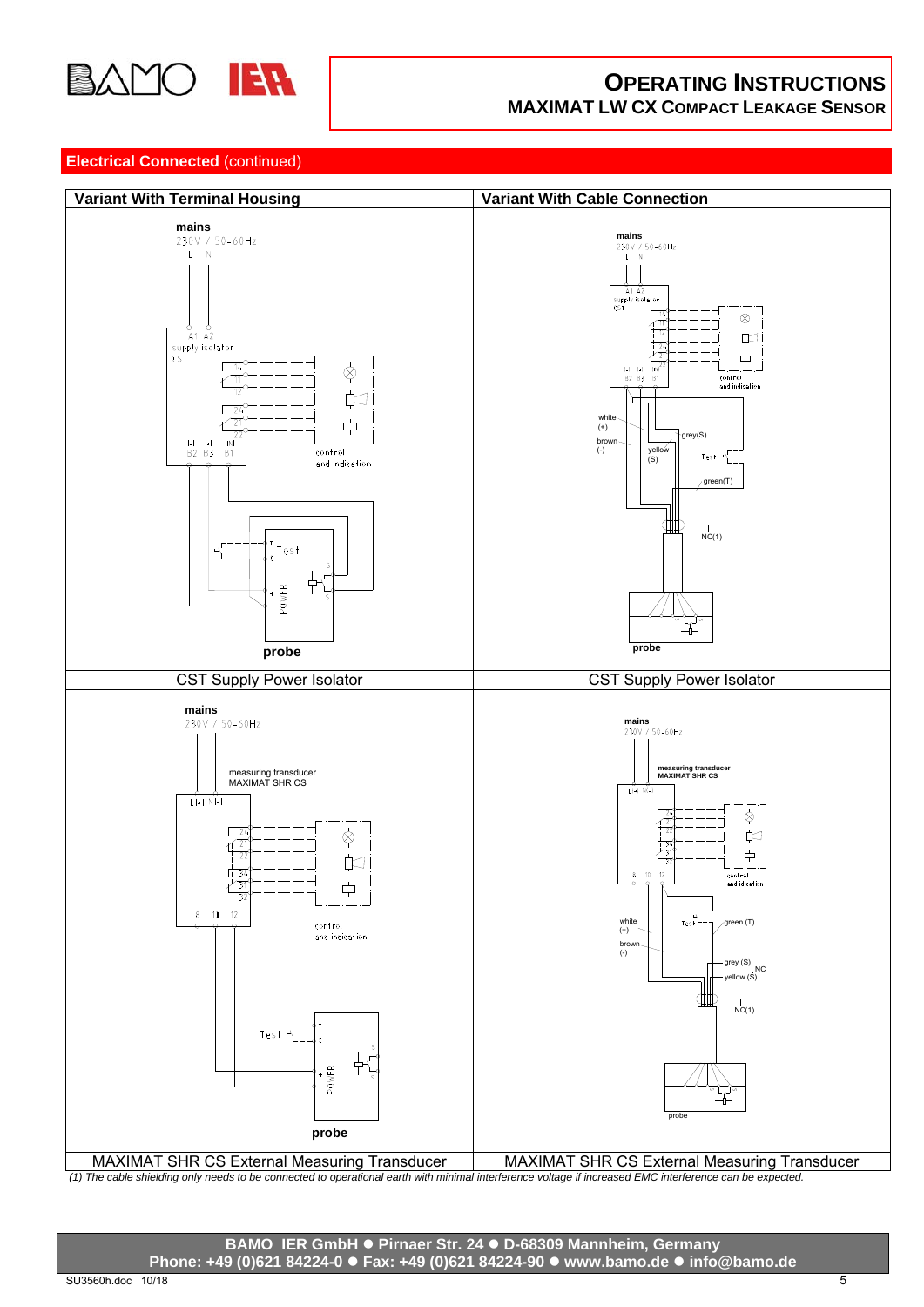## Electrical Connected (continued)

| Variant With Terminal Housing | Variant With Cable Connection |
| --- | --- |
| mains 230V / 50-60Hz L N; A1 A2 supply isolator CST; 16 11 12 24 21 22; (-) (+) (NN) B2 B3 B1; control and indication; Test; T; C; S; + POWER -; probe | mains 230V / 50-60Hz L N; A1 A2 supply isolator CST; 16 11 12 24 21 22; (-) (+) (NN) B2 B3 B1; control and indication; white (+); brown (-); grey(S); yellow (S); Test; green(T); NC(1); probe |
| CST Supply Power Isolator | CST Supply Power Isolator |
| mains 230V / 50-60Hz; measuring transducer MAXIMAT SHR CS; L(+) N(-); 24 21 22 34 31 32; 8 11 12; control and indication; Test; T; C; S; + POWER -; probe | mains 230V / 50-60Hz; measuring transducer MAXIMAT SHR CS; L(+) N(-); 24 21 22 34 31 32; 8 10 12; control and indication; white (+); brown (-); Test; green (T); grey (S); NC; yellow (S); NC(1); probe |
| MAXIMAT SHR CS External Measuring Transducer | MAXIMAT SHR CS External Measuring Transducer |

*(1) The cable shielding only needs to be connected to operational earth with minimal interference voltage if increased EMC interference can be expected.*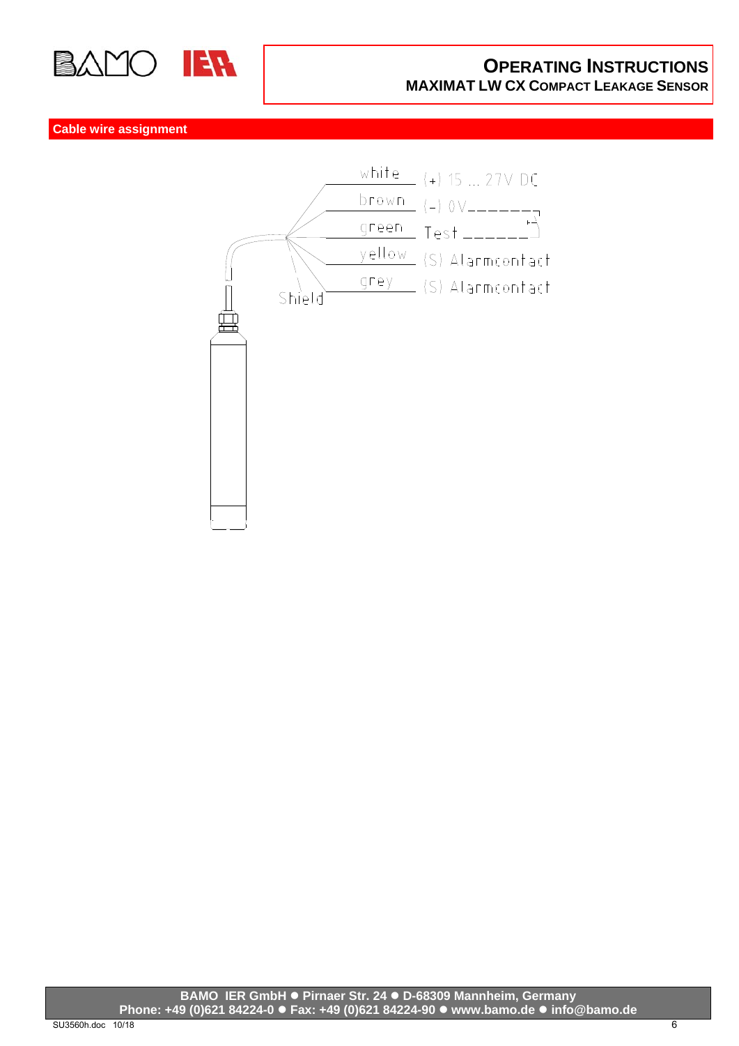## Cable wire assignment

white (+) 15 ... 27V DC

brown (-) 0V

green Test

yellow (S) Alarmcontact

grey (S) Alarmcontact

Shield